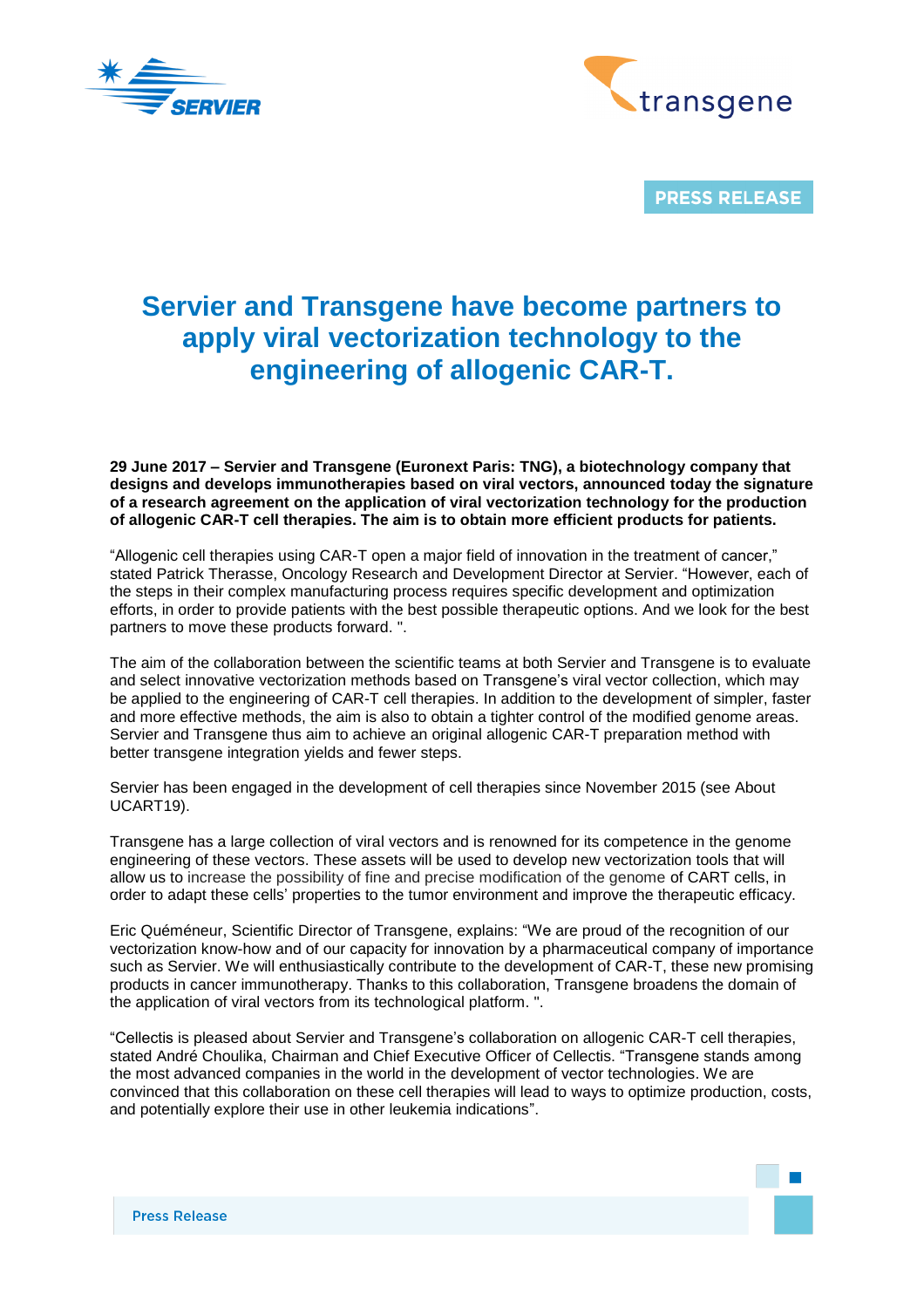PRESS RELEASE

# Servier and Transgene have become partners to apply viral vectorization technology to the engineering of allogenic CAR-T.

**29 June 2017 – Servier and Transgene (Euronext Paris: TNG), a biotechnology company that designs and develops immunotherapies based on viral vectors, announced today the signature of a research agreement on the application of viral vectorization technology for the production of allogenic CAR-T cell therapies. The aim is to obtain more efficient products for patients.**

"Allogenic cell therapies using CAR-T open a major field of innovation in the treatment of cancer," stated Patrick Therasse, Oncology Research and Development Director at Servier. "However, each of the steps in their complex manufacturing process requires specific development and optimization efforts, in order to provide patients with the best possible therapeutic options. And we look for the best partners to move these products forward. ".

The aim of the collaboration between the scientific teams at both Servier and Transgene is to evaluate and select innovative vectorization methods based on Transgene's viral vector collection, which may be applied to the engineering of CAR-T cell therapies. In addition to the development of simpler, faster and more effective methods, the aim is also to obtain a tighter control of the modified genome areas. Servier and Transgene thus aim to achieve an original allogenic CAR-T preparation method with better transgene integration yields and fewer steps.

Servier has been engaged in the development of cell therapies since November 2015 (see About UCART19).

Transgene has a large collection of viral vectors and is renowned for its competence in the genome engineering of these vectors. These assets will be used to develop new vectorization tools that will allow us to increase the possibility of fine and precise modification of the genome of CART cells, in order to adapt these cells' properties to the tumor environment and improve the therapeutic efficacy.

Eric Quéméneur, Scientific Director of Transgene, explains: "We are proud of the recognition of our vectorization know-how and of our capacity for innovation by a pharmaceutical company of importance such as Servier. We will enthusiastically contribute to the development of CAR-T, these new promising products in cancer immunotherapy. Thanks to this collaboration, Transgene broadens the domain of the application of viral vectors from its technological platform. ".

"Cellectis is pleased about Servier and Transgene's collaboration on allogenic CAR-T cell therapies, stated André Choulika, Chairman and Chief Executive Officer of Cellectis. "Transgene stands among the most advanced companies in the world in the development of vector technologies. We are convinced that this collaboration on these cell therapies will lead to ways to optimize production, costs, and potentially explore their use in other leukemia indications".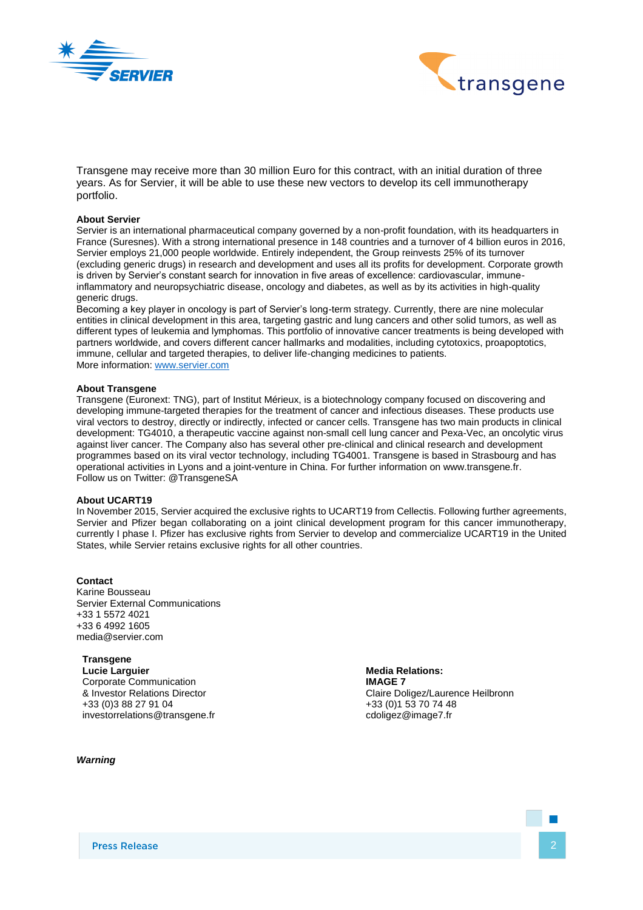Transgene may receive more than 30 million Euro for this contract, with an initial duration of three years. As for Servier, it will be able to use these new vectors to develop its cell immunotherapy portfolio.

**About Servier**

Servier is an international pharmaceutical company governed by a non-profit foundation, with its headquarters in France (Suresnes). With a strong international presence in 148 countries and a turnover of 4 billion euros in 2016, Servier employs 21,000 people worldwide. Entirely independent, the Group reinvests 25% of its turnover (excluding generic drugs) in research and development and uses all its profits for development. Corporate growth is driven by Servier's constant search for innovation in five areas of excellence: cardiovascular, immune-inflammatory and neuropsychiatric disease, oncology and diabetes, as well as by its activities in high-quality generic drugs.

Becoming a key player in oncology is part of Servier's long-term strategy. Currently, there are nine molecular entities in clinical development in this area, targeting gastric and lung cancers and other solid tumors, as well as different types of leukemia and lymphomas. This portfolio of innovative cancer treatments is being developed with partners worldwide, and covers different cancer hallmarks and modalities, including cytotoxics, proapoptotics, immune, cellular and targeted therapies, to deliver life-changing medicines to patients.

More information: [www.servier.com](www.servier.com)

**About Transgene**

Transgene (Euronext: TNG), part of Institut Mérieux, is a biotechnology company focused on discovering and developing immune-targeted therapies for the treatment of cancer and infectious diseases. These products use viral vectors to destroy, directly or indirectly, infected or cancer cells. Transgene has two main products in clinical development: TG4010, a therapeutic vaccine against non-small cell lung cancer and Pexa-Vec, an oncolytic virus against liver cancer. The Company also has several other pre-clinical and clinical research and development programmes based on its viral vector technology, including TG4001. Transgene is based in Strasbourg and has operational activities in Lyons and a joint-venture in China. For further information on www.transgene.fr.

Follow us on Twitter: @TransgeneSA

**About UCART19**

In November 2015, Servier acquired the exclusive rights to UCART19 from Cellectis. Following further agreements, Servier and Pfizer began collaborating on a joint clinical development program for this cancer immunotherapy, currently I phase I. Pfizer has exclusive rights from Servier to develop and commercialize UCART19 in the United States, while Servier retains exclusive rights for all other countries.

**Contact**

Karine Bousseau
Servier External Communications
+33 1 5572 4021
+33 6 4992 1605
media@servier.com

**Transgene**
**Lucie Larguier**
Corporate Communication
& Investor Relations Director
+33 (0)3 88 27 91 04
investorrelations@transgene.fr

**Media Relations:**
**IMAGE 7**
Claire Doligez/Laurence Heilbronn
+33 (0)1 53 70 74 48
cdoligez@image7.fr

***Warning***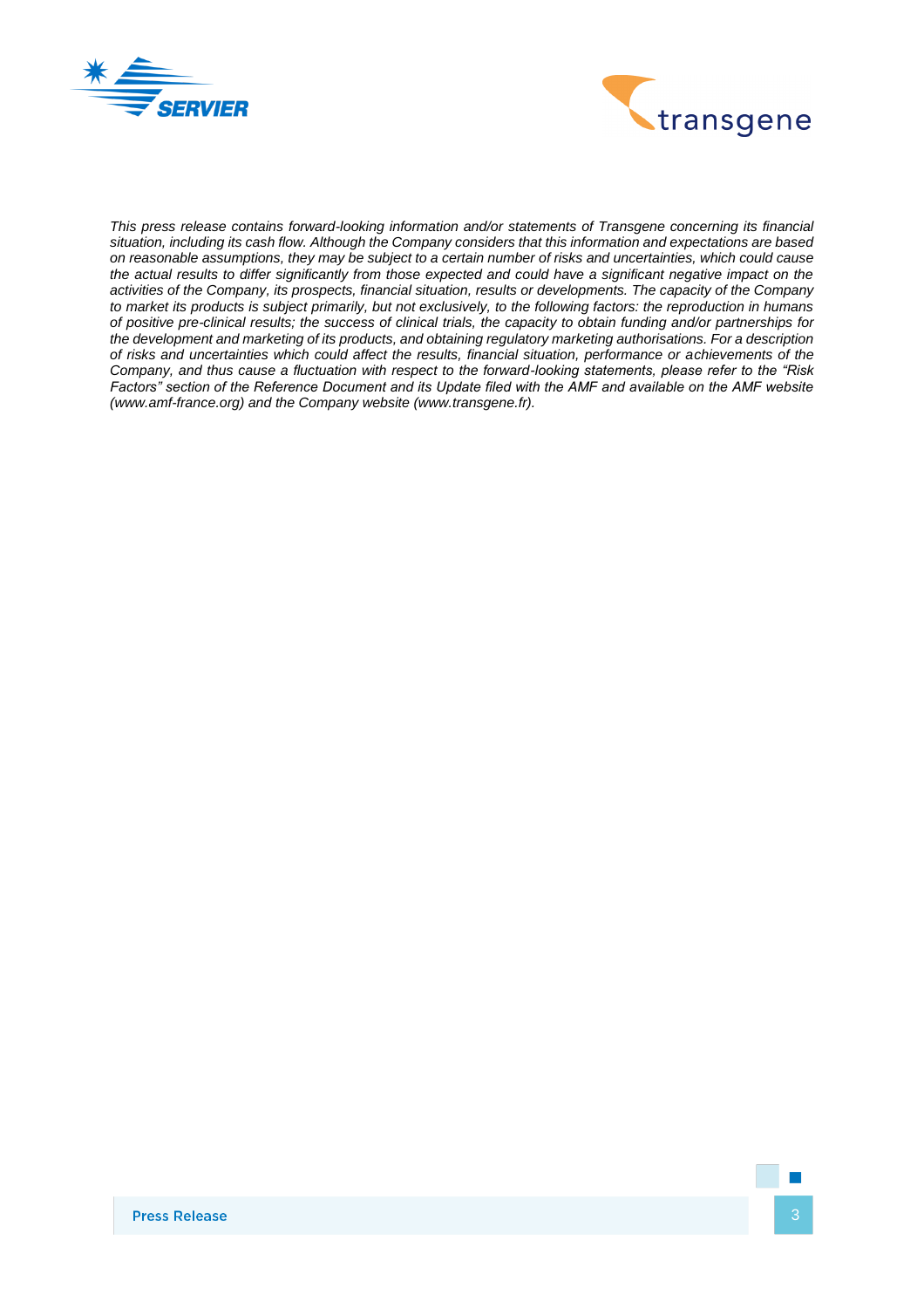*This press release contains forward-looking information and/or statements of Transgene concerning its financial situation, including its cash flow. Although the Company considers that this information and expectations are based on reasonable assumptions, they may be subject to a certain number of risks and uncertainties, which could cause the actual results to differ significantly from those expected and could have a significant negative impact on the activities of the Company, its prospects, financial situation, results or developments. The capacity of the Company to market its products is subject primarily, but not exclusively, to the following factors: the reproduction in humans of positive pre-clinical results; the success of clinical trials, the capacity to obtain funding and/or partnerships for the development and marketing of its products, and obtaining regulatory marketing authorisations. For a description of risks and uncertainties which could affect the results, financial situation, performance or achievements of the Company, and thus cause a fluctuation with respect to the forward-looking statements, please refer to the "Risk Factors" section of the Reference Document and its Update filed with the AMF and available on the AMF website (www.amf-france.org) and the Company website (www.transgene.fr).*